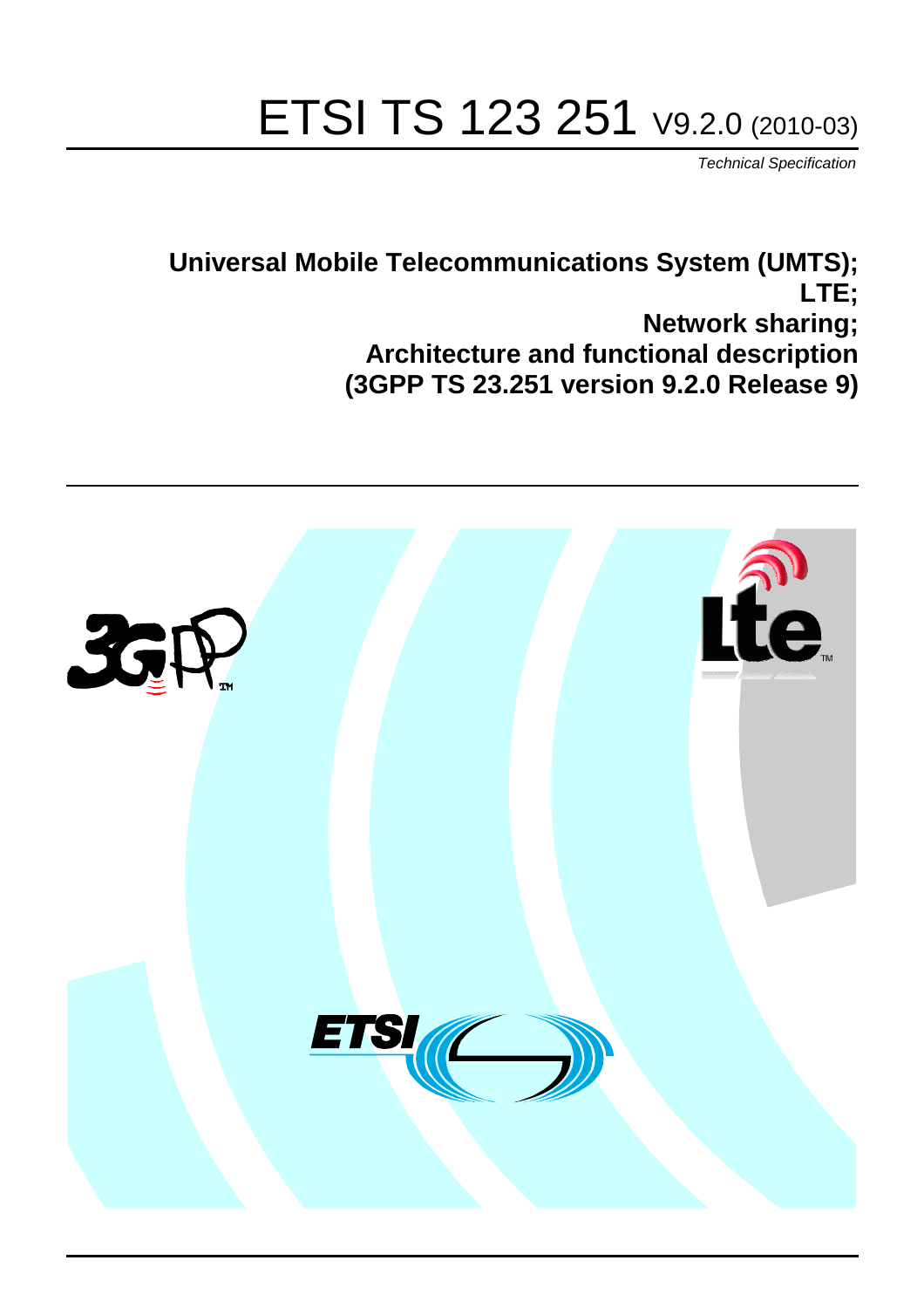# ETSI TS 123 251 V9.2.0 (2010-03)

*Technical Specification*

**Universal Mobile Telecommunications System (UMTS);**
**LTE;**
**Network sharing;**
**Architecture and functional description**
**(3GPP TS 23.251 version 9.2.0 Release 9)**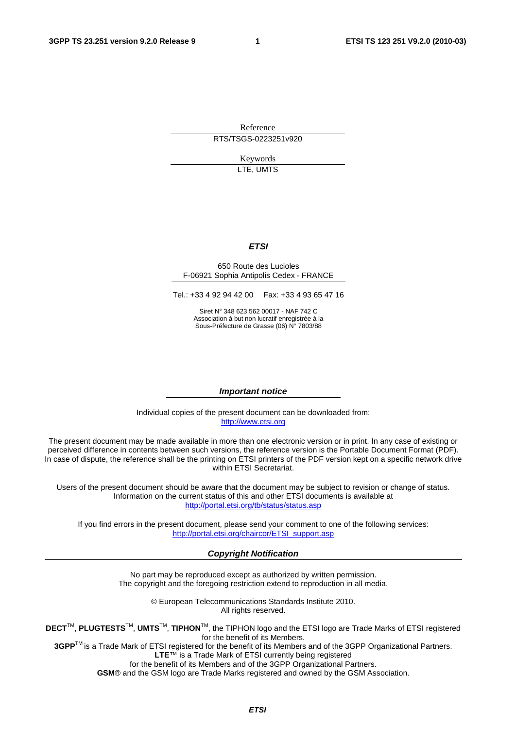Reference

RTS/TSGS-0223251v920

Keywords

LTE, UMTS

***ETSI***

650 Route des Lucioles
F-06921 Sophia Antipolis Cedex - FRANCE

Tel.: +33 4 92 94 42 00 Fax: +33 4 93 65 47 16

Siret N° 348 623 562 00017 - NAF 742 C
Association à but non lucratif enregistrée à la
Sous-Préfecture de Grasse (06) N° 7803/88

***Important notice***

Individual copies of the present document can be downloaded from:
http://www.etsi.org

The present document may be made available in more than one electronic version or in print. In any case of existing or perceived difference in contents between such versions, the reference version is the Portable Document Format (PDF). In case of dispute, the reference shall be the printing on ETSI printers of the PDF version kept on a specific network drive within ETSI Secretariat.

Users of the present document should be aware that the document may be subject to revision or change of status. Information on the current status of this and other ETSI documents is available at
http://portal.etsi.org/tb/status/status.asp

If you find errors in the present document, please send your comment to one of the following services:
http://portal.etsi.org/chaircor/ETSI_support.asp

***Copyright Notification***

No part may be reproduced except as authorized by written permission.
The copyright and the foregoing restriction extend to reproduction in all media.

© European Telecommunications Standards Institute 2010.
All rights reserved.

**DECT**™, **PLUGTESTS**™, **UMTS**™, **TIPHON**™, the TIPHON logo and the ETSI logo are Trade Marks of ETSI registered for the benefit of its Members.
**3GPP**™ is a Trade Mark of ETSI registered for the benefit of its Members and of the 3GPP Organizational Partners.
**LTE**™ is a Trade Mark of ETSI currently being registered
for the benefit of its Members and of the 3GPP Organizational Partners.
**GSM**® and the GSM logo are Trade Marks registered and owned by the GSM Association.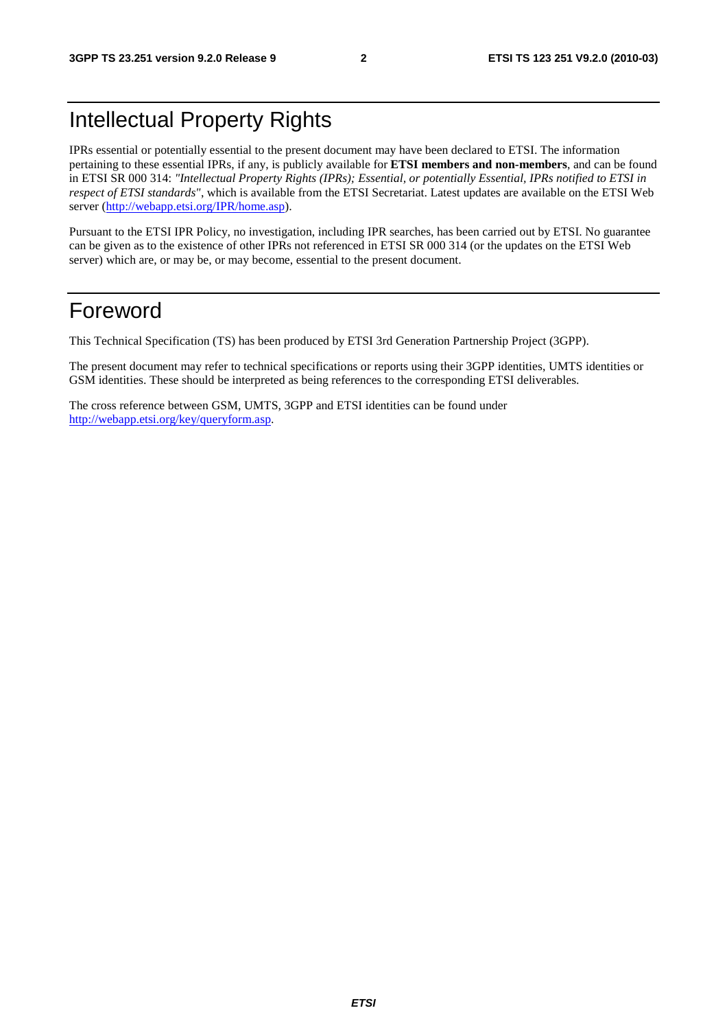# Intellectual Property Rights

IPRs essential or potentially essential to the present document may have been declared to ETSI. The information pertaining to these essential IPRs, if any, is publicly available for **ETSI members and non-members**, and can be found in ETSI SR 000 314: *"Intellectual Property Rights (IPRs); Essential, or potentially Essential, IPRs notified to ETSI in respect of ETSI standards"*, which is available from the ETSI Secretariat. Latest updates are available on the ETSI Web server (http://webapp.etsi.org/IPR/home.asp).

Pursuant to the ETSI IPR Policy, no investigation, including IPR searches, has been carried out by ETSI. No guarantee can be given as to the existence of other IPRs not referenced in ETSI SR 000 314 (or the updates on the ETSI Web server) which are, or may be, or may become, essential to the present document.

# Foreword

This Technical Specification (TS) has been produced by ETSI 3rd Generation Partnership Project (3GPP).

The present document may refer to technical specifications or reports using their 3GPP identities, UMTS identities or GSM identities. These should be interpreted as being references to the corresponding ETSI deliverables.

The cross reference between GSM, UMTS, 3GPP and ETSI identities can be found under http://webapp.etsi.org/key/queryform.asp.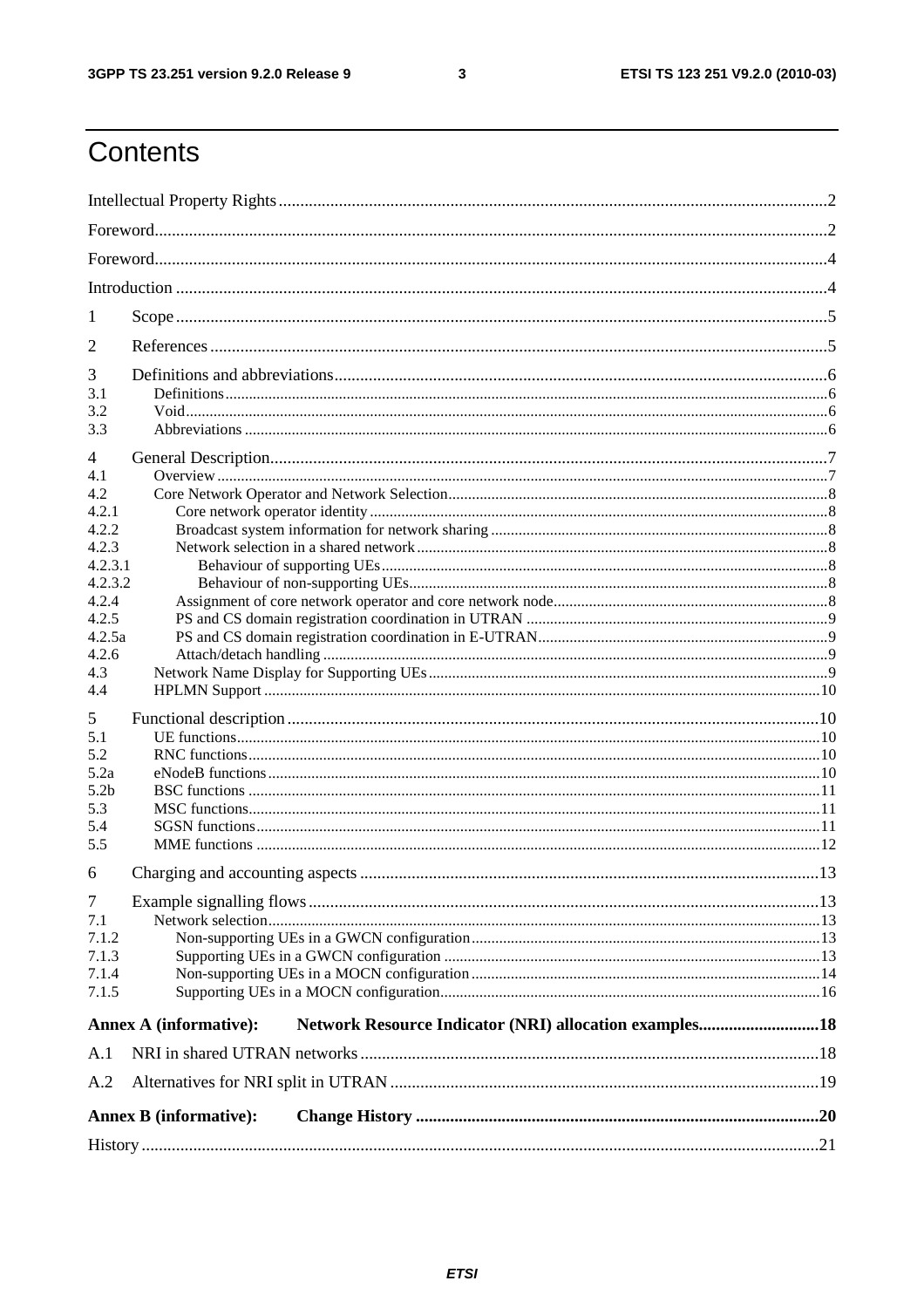# Contents

Intellectual Property Rights ..... 2

Foreword ..... 2

Foreword ..... 4

Introduction ..... 4

1 Scope ..... 5

2 References ..... 5

3 Definitions and abbreviations ..... 6
- 3.1 Definitions ..... 6
- 3.2 Void ..... 6
- 3.3 Abbreviations ..... 6

4 General Description ..... 7
- 4.1 Overview ..... 7
- 4.2 Core Network Operator and Network Selection ..... 8
- 4.2.1 Core network operator identity ..... 8
- 4.2.2 Broadcast system information for network sharing ..... 8
- 4.2.3 Network selection in a shared network ..... 8
- 4.2.3.1 Behaviour of supporting UEs ..... 8
- 4.2.3.2 Behaviour of non-supporting UEs ..... 8
- 4.2.4 Assignment of core network operator and core network node ..... 8
- 4.2.5 PS and CS domain registration coordination in UTRAN ..... 9
- 4.2.5a PS and CS domain registration coordination in E-UTRAN ..... 9
- 4.2.6 Attach/detach handling ..... 9
- 4.3 Network Name Display for Supporting UEs ..... 9
- 4.4 HPLMN Support ..... 10

5 Functional description ..... 10
- 5.1 UE functions ..... 10
- 5.2 RNC functions ..... 10
- 5.2a eNodeB functions ..... 10
- 5.2b BSC functions ..... 11
- 5.3 MSC functions ..... 11
- 5.4 SGSN functions ..... 11
- 5.5 MME functions ..... 12

6 Charging and accounting aspects ..... 13

7 Example signalling flows ..... 13
- 7.1 Network selection ..... 13
- 7.1.2 Non-supporting UEs in a GWCN configuration ..... 13
- 7.1.3 Supporting UEs in a GWCN configuration ..... 13
- 7.1.4 Non-supporting UEs in a MOCN configuration ..... 14
- 7.1.5 Supporting UEs in a MOCN configuration ..... 16

**Annex A (informative): Network Resource Indicator (NRI) allocation examples ..... 18**

A.1 NRI in shared UTRAN networks ..... 18

A.2 Alternatives for NRI split in UTRAN ..... 19

**Annex B (informative): Change History ..... 20**

History ..... 21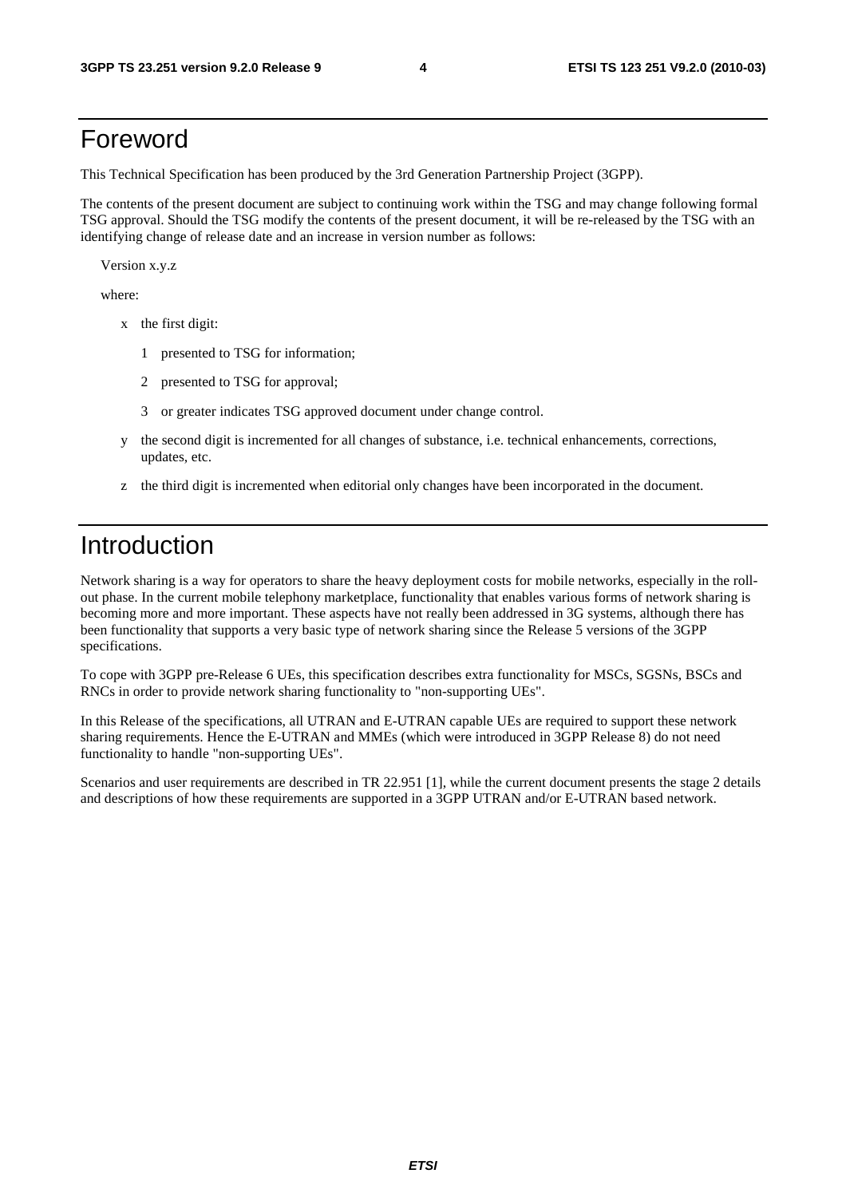# Foreword

This Technical Specification has been produced by the 3rd Generation Partnership Project (3GPP).

The contents of the present document are subject to continuing work within the TSG and may change following formal TSG approval. Should the TSG modify the contents of the present document, it will be re-released by the TSG with an identifying change of release date and an increase in version number as follows:

Version x.y.z

where:

- x the first digit:
  - 1 presented to TSG for information;
  - 2 presented to TSG for approval;
  - 3 or greater indicates TSG approved document under change control.
- y the second digit is incremented for all changes of substance, i.e. technical enhancements, corrections, updates, etc.
- z the third digit is incremented when editorial only changes have been incorporated in the document.

# Introduction

Network sharing is a way for operators to share the heavy deployment costs for mobile networks, especially in the roll-out phase. In the current mobile telephony marketplace, functionality that enables various forms of network sharing is becoming more and more important. These aspects have not really been addressed in 3G systems, although there has been functionality that supports a very basic type of network sharing since the Release 5 versions of the 3GPP specifications.

To cope with 3GPP pre-Release 6 UEs, this specification describes extra functionality for MSCs, SGSNs, BSCs and RNCs in order to provide network sharing functionality to "non-supporting UEs".

In this Release of the specifications, all UTRAN and E-UTRAN capable UEs are required to support these network sharing requirements. Hence the E-UTRAN and MMEs (which were introduced in 3GPP Release 8) do not need functionality to handle "non-supporting UEs".

Scenarios and user requirements are described in TR 22.951 [1], while the current document presents the stage 2 details and descriptions of how these requirements are supported in a 3GPP UTRAN and/or E-UTRAN based network.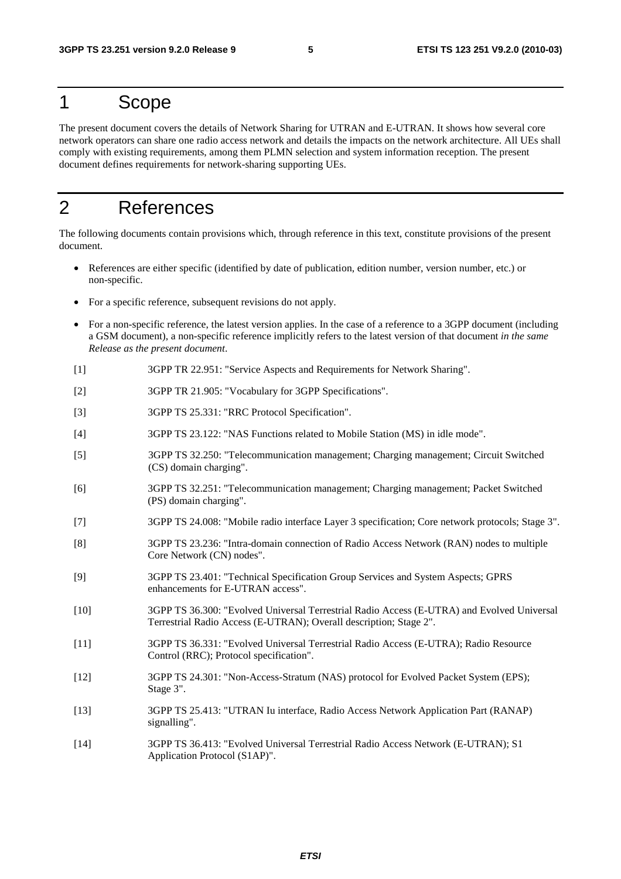# 1 Scope

The present document covers the details of Network Sharing for UTRAN and E-UTRAN. It shows how several core network operators can share one radio access network and details the impacts on the network architecture. All UEs shall comply with existing requirements, among them PLMN selection and system information reception. The present document defines requirements for network-sharing supporting UEs.

# 2 References

The following documents contain provisions which, through reference in this text, constitute provisions of the present document.

- References are either specific (identified by date of publication, edition number, version number, etc.) or non-specific.
- For a specific reference, subsequent revisions do not apply.
- For a non-specific reference, the latest version applies. In the case of a reference to a 3GPP document (including a GSM document), a non-specific reference implicitly refers to the latest version of that document *in the same Release as the present document*.

[1] 3GPP TR 22.951: "Service Aspects and Requirements for Network Sharing".

[2] 3GPP TR 21.905: "Vocabulary for 3GPP Specifications".

[3] 3GPP TS 25.331: "RRC Protocol Specification".

[4] 3GPP TS 23.122: "NAS Functions related to Mobile Station (MS) in idle mode".

[5] 3GPP TS 32.250: "Telecommunication management; Charging management; Circuit Switched (CS) domain charging".

[6] 3GPP TS 32.251: "Telecommunication management; Charging management; Packet Switched (PS) domain charging".

[7] 3GPP TS 24.008: "Mobile radio interface Layer 3 specification; Core network protocols; Stage 3".

[8] 3GPP TS 23.236: "Intra-domain connection of Radio Access Network (RAN) nodes to multiple Core Network (CN) nodes".

[9] 3GPP TS 23.401: "Technical Specification Group Services and System Aspects; GPRS enhancements for E-UTRAN access".

[10] 3GPP TS 36.300: "Evolved Universal Terrestrial Radio Access (E-UTRA) and Evolved Universal Terrestrial Radio Access (E-UTRAN); Overall description; Stage 2".

[11] 3GPP TS 36.331: "Evolved Universal Terrestrial Radio Access (E-UTRA); Radio Resource Control (RRC); Protocol specification".

[12] 3GPP TS 24.301: "Non-Access-Stratum (NAS) protocol for Evolved Packet System (EPS); Stage 3".

[13] 3GPP TS 25.413: "UTRAN Iu interface, Radio Access Network Application Part (RANAP) signalling".

[14] 3GPP TS 36.413: "Evolved Universal Terrestrial Radio Access Network (E-UTRAN); S1 Application Protocol (S1AP)".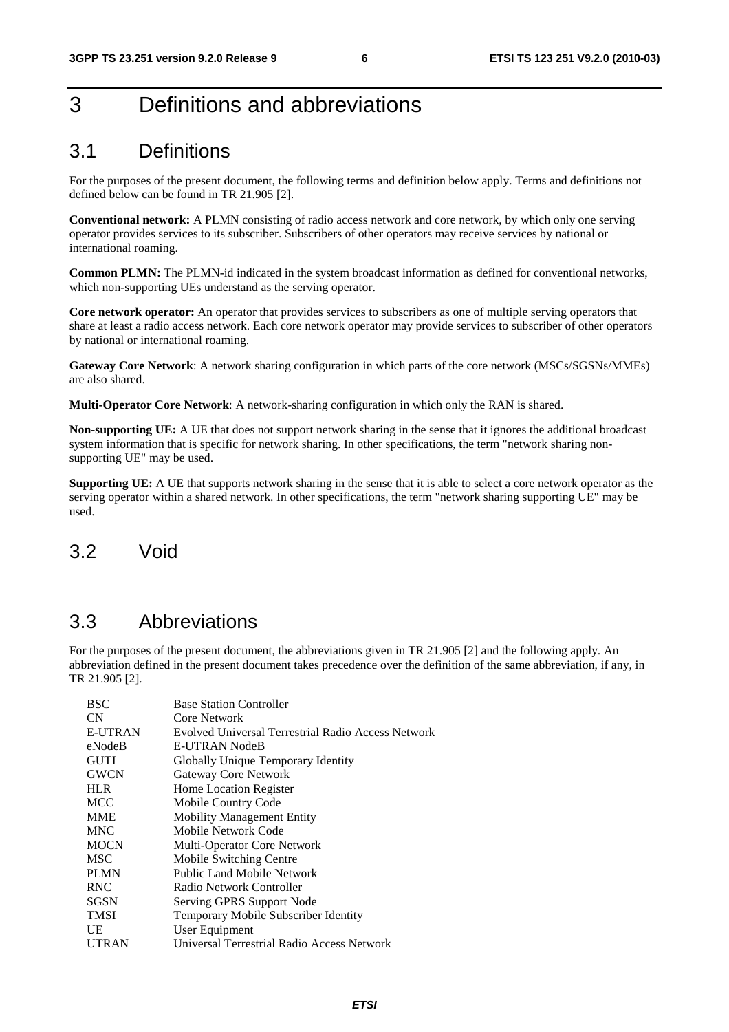# 3 Definitions and abbreviations

## 3.1 Definitions

For the purposes of the present document, the following terms and definition below apply. Terms and definitions not defined below can be found in TR 21.905 [2].

**Conventional network:** A PLMN consisting of radio access network and core network, by which only one serving operator provides services to its subscriber. Subscribers of other operators may receive services by national or international roaming.

**Common PLMN:** The PLMN-id indicated in the system broadcast information as defined for conventional networks, which non-supporting UEs understand as the serving operator.

**Core network operator:** An operator that provides services to subscribers as one of multiple serving operators that share at least a radio access network. Each core network operator may provide services to subscriber of other operators by national or international roaming.

**Gateway Core Network**: A network sharing configuration in which parts of the core network (MSCs/SGSNs/MMEs) are also shared.

**Multi-Operator Core Network**: A network-sharing configuration in which only the RAN is shared.

**Non-supporting UE:** A UE that does not support network sharing in the sense that it ignores the additional broadcast system information that is specific for network sharing. In other specifications, the term "network sharing non-supporting UE" may be used.

**Supporting UE:** A UE that supports network sharing in the sense that it is able to select a core network operator as the serving operator within a shared network. In other specifications, the term "network sharing supporting UE" may be used.

## 3.2 Void

## 3.3 Abbreviations

For the purposes of the present document, the abbreviations given in TR 21.905 [2] and the following apply. An abbreviation defined in the present document takes precedence over the definition of the same abbreviation, if any, in TR 21.905 [2].

| | |
|---|---|
| BSC | Base Station Controller |
| CN | Core Network |
| E-UTRAN | Evolved Universal Terrestrial Radio Access Network |
| eNodeB | E-UTRAN NodeB |
| GUTI | Globally Unique Temporary Identity |
| GWCN | Gateway Core Network |
| HLR | Home Location Register |
| MCC | Mobile Country Code |
| MME | Mobility Management Entity |
| MNC | Mobile Network Code |
| MOCN | Multi-Operator Core Network |
| MSC | Mobile Switching Centre |
| PLMN | Public Land Mobile Network |
| RNC | Radio Network Controller |
| SGSN | Serving GPRS Support Node |
| TMSI | Temporary Mobile Subscriber Identity |
| UE | User Equipment |
| UTRAN | Universal Terrestrial Radio Access Network |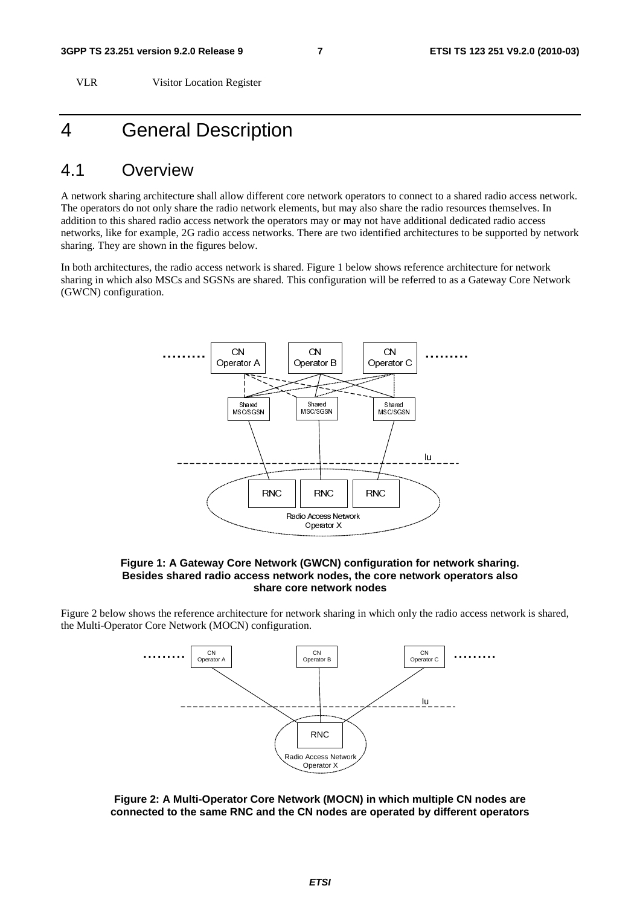VLR Visitor Location Register

# 4 General Description

## 4.1 Overview

A network sharing architecture shall allow different core network operators to connect to a shared radio access network. The operators do not only share the radio network elements, but may also share the radio resources themselves. In addition to this shared radio access network the operators may or may not have additional dedicated radio access networks, like for example, 2G radio access networks. There are two identified architectures to be supported by network sharing. They are shown in the figures below.

In both architectures, the radio access network is shared. Figure 1 below shows reference architecture for network sharing in which also MSCs and SGSNs are shared. This configuration will be referred to as a Gateway Core Network (GWCN) configuration.

**Figure 1: A Gateway Core Network (GWCN) configuration for network sharing. Besides shared radio access network nodes, the core network operators also share core network nodes**

Figure 2 below shows the reference architecture for network sharing in which only the radio access network is shared, the Multi-Operator Core Network (MOCN) configuration.

**Figure 2: A Multi-Operator Core Network (MOCN) in which multiple CN nodes are connected to the same RNC and the CN nodes are operated by different operators**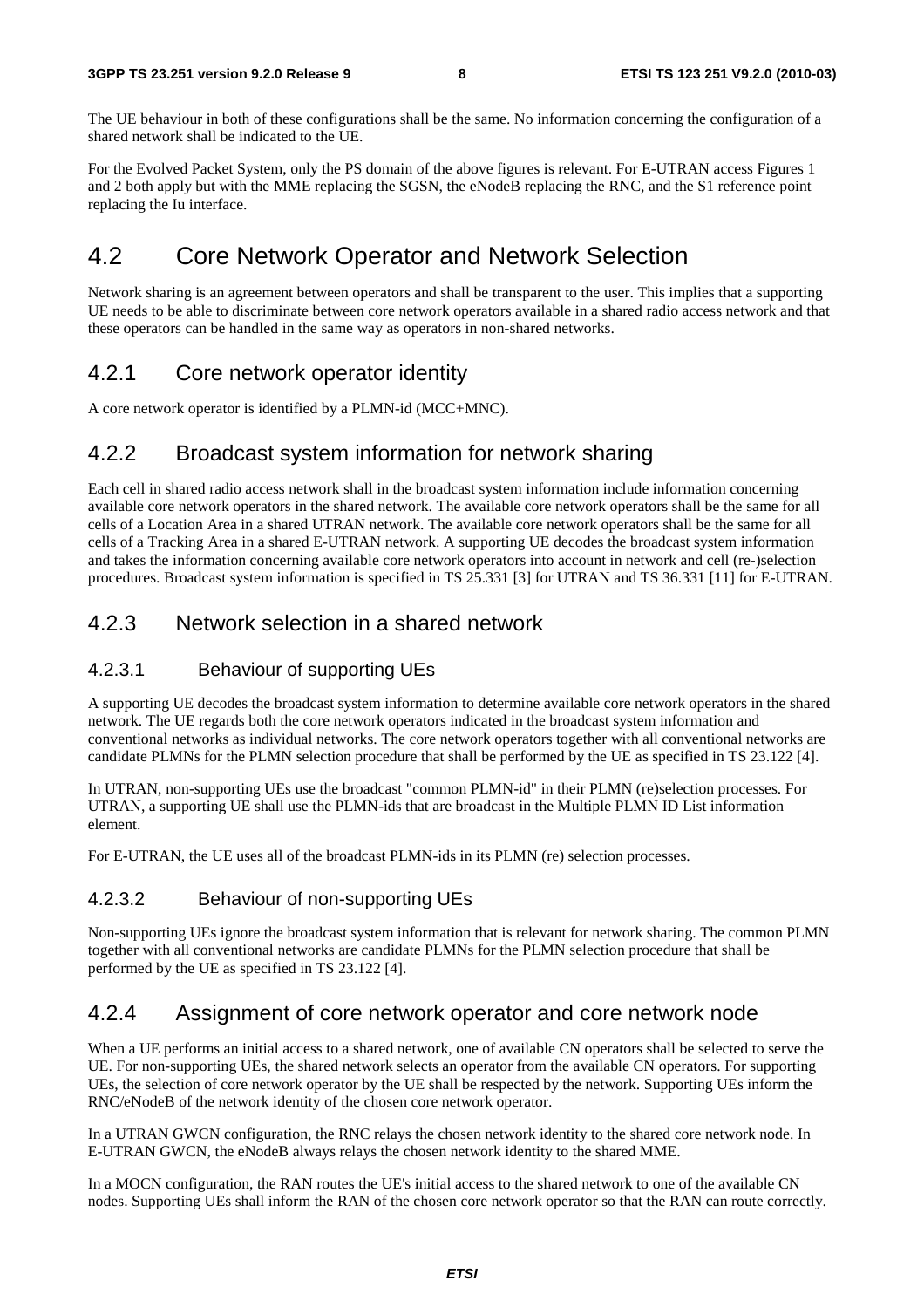The UE behaviour in both of these configurations shall be the same. No information concerning the configuration of a shared network shall be indicated to the UE.

For the Evolved Packet System, only the PS domain of the above figures is relevant. For E-UTRAN access Figures 1 and 2 both apply but with the MME replacing the SGSN, the eNodeB replacing the RNC, and the S1 reference point replacing the Iu interface.

# 4.2 Core Network Operator and Network Selection

Network sharing is an agreement between operators and shall be transparent to the user. This implies that a supporting UE needs to be able to discriminate between core network operators available in a shared radio access network and that these operators can be handled in the same way as operators in non-shared networks.

## 4.2.1 Core network operator identity

A core network operator is identified by a PLMN-id (MCC+MNC).

## 4.2.2 Broadcast system information for network sharing

Each cell in shared radio access network shall in the broadcast system information include information concerning available core network operators in the shared network. The available core network operators shall be the same for all cells of a Location Area in a shared UTRAN network. The available core network operators shall be the same for all cells of a Tracking Area in a shared E-UTRAN network. A supporting UE decodes the broadcast system information and takes the information concerning available core network operators into account in network and cell (re-)selection procedures. Broadcast system information is specified in TS 25.331 [3] for UTRAN and TS 36.331 [11] for E-UTRAN.

## 4.2.3 Network selection in a shared network

### 4.2.3.1 Behaviour of supporting UEs

A supporting UE decodes the broadcast system information to determine available core network operators in the shared network. The UE regards both the core network operators indicated in the broadcast system information and conventional networks as individual networks. The core network operators together with all conventional networks are candidate PLMNs for the PLMN selection procedure that shall be performed by the UE as specified in TS 23.122 [4].

In UTRAN, non-supporting UEs use the broadcast "common PLMN-id" in their PLMN (re)selection processes. For UTRAN, a supporting UE shall use the PLMN-ids that are broadcast in the Multiple PLMN ID List information element.

For E-UTRAN, the UE uses all of the broadcast PLMN-ids in its PLMN (re) selection processes.

### 4.2.3.2 Behaviour of non-supporting UEs

Non-supporting UEs ignore the broadcast system information that is relevant for network sharing. The common PLMN together with all conventional networks are candidate PLMNs for the PLMN selection procedure that shall be performed by the UE as specified in TS 23.122 [4].

## 4.2.4 Assignment of core network operator and core network node

When a UE performs an initial access to a shared network, one of available CN operators shall be selected to serve the UE. For non-supporting UEs, the shared network selects an operator from the available CN operators. For supporting UEs, the selection of core network operator by the UE shall be respected by the network. Supporting UEs inform the RNC/eNodeB of the network identity of the chosen core network operator.

In a UTRAN GWCN configuration, the RNC relays the chosen network identity to the shared core network node. In E-UTRAN GWCN, the eNodeB always relays the chosen network identity to the shared MME.

In a MOCN configuration, the RAN routes the UE's initial access to the shared network to one of the available CN nodes. Supporting UEs shall inform the RAN of the chosen core network operator so that the RAN can route correctly.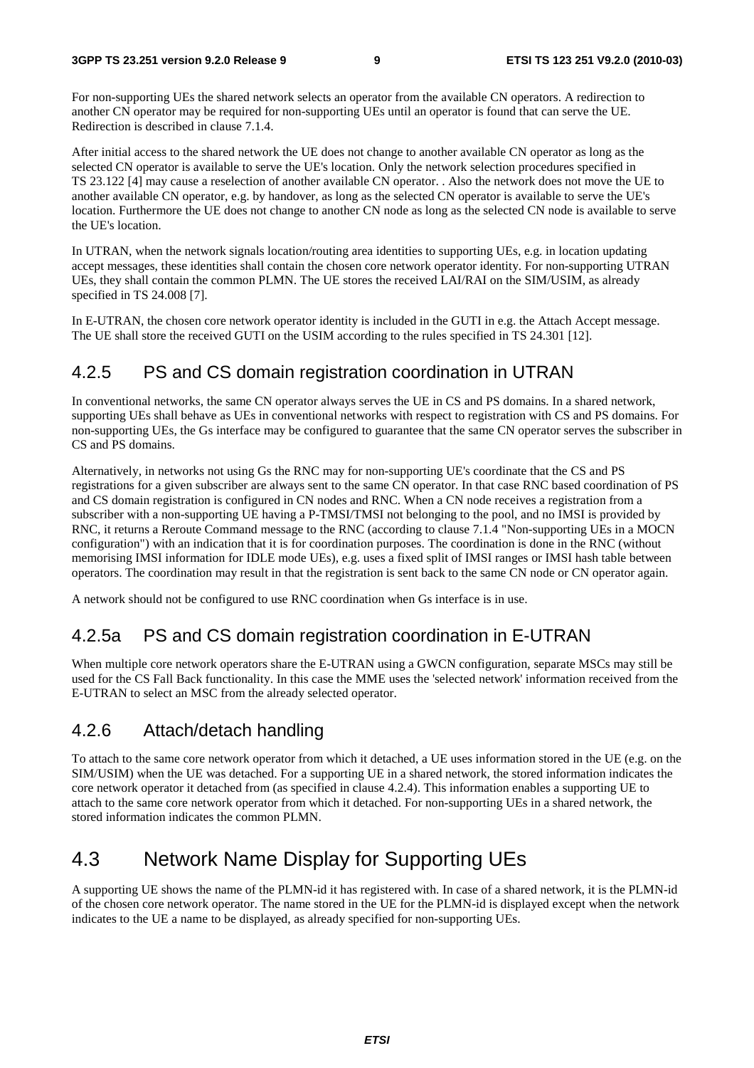For non-supporting UEs the shared network selects an operator from the available CN operators. A redirection to another CN operator may be required for non-supporting UEs until an operator is found that can serve the UE. Redirection is described in clause 7.1.4.

After initial access to the shared network the UE does not change to another available CN operator as long as the selected CN operator is available to serve the UE's location. Only the network selection procedures specified in TS 23.122 [4] may cause a reselection of another available CN operator. . Also the network does not move the UE to another available CN operator, e.g. by handover, as long as the selected CN operator is available to serve the UE's location. Furthermore the UE does not change to another CN node as long as the selected CN node is available to serve the UE's location.

In UTRAN, when the network signals location/routing area identities to supporting UEs, e.g. in location updating accept messages, these identities shall contain the chosen core network operator identity. For non-supporting UTRAN UEs, they shall contain the common PLMN. The UE stores the received LAI/RAI on the SIM/USIM, as already specified in TS 24.008 [7].

In E-UTRAN, the chosen core network operator identity is included in the GUTI in e.g. the Attach Accept message. The UE shall store the received GUTI on the USIM according to the rules specified in TS 24.301 [12].

## 4.2.5 PS and CS domain registration coordination in UTRAN

In conventional networks, the same CN operator always serves the UE in CS and PS domains. In a shared network, supporting UEs shall behave as UEs in conventional networks with respect to registration with CS and PS domains. For non-supporting UEs, the Gs interface may be configured to guarantee that the same CN operator serves the subscriber in CS and PS domains.

Alternatively, in networks not using Gs the RNC may for non-supporting UE's coordinate that the CS and PS registrations for a given subscriber are always sent to the same CN operator. In that case RNC based coordination of PS and CS domain registration is configured in CN nodes and RNC. When a CN node receives a registration from a subscriber with a non-supporting UE having a P-TMSI/TMSI not belonging to the pool, and no IMSI is provided by RNC, it returns a Reroute Command message to the RNC (according to clause 7.1.4 "Non-supporting UEs in a MOCN configuration") with an indication that it is for coordination purposes. The coordination is done in the RNC (without memorising IMSI information for IDLE mode UEs), e.g. uses a fixed split of IMSI ranges or IMSI hash table between operators. The coordination may result in that the registration is sent back to the same CN node or CN operator again.

A network should not be configured to use RNC coordination when Gs interface is in use.

## 4.2.5a PS and CS domain registration coordination in E-UTRAN

When multiple core network operators share the E-UTRAN using a GWCN configuration, separate MSCs may still be used for the CS Fall Back functionality. In this case the MME uses the 'selected network' information received from the E-UTRAN to select an MSC from the already selected operator.

## 4.2.6 Attach/detach handling

To attach to the same core network operator from which it detached, a UE uses information stored in the UE (e.g. on the SIM/USIM) when the UE was detached. For a supporting UE in a shared network, the stored information indicates the core network operator it detached from (as specified in clause 4.2.4). This information enables a supporting UE to attach to the same core network operator from which it detached. For non-supporting UEs in a shared network, the stored information indicates the common PLMN.

# 4.3 Network Name Display for Supporting UEs

A supporting UE shows the name of the PLMN-id it has registered with. In case of a shared network, it is the PLMN-id of the chosen core network operator. The name stored in the UE for the PLMN-id is displayed except when the network indicates to the UE a name to be displayed, as already specified for non-supporting UEs.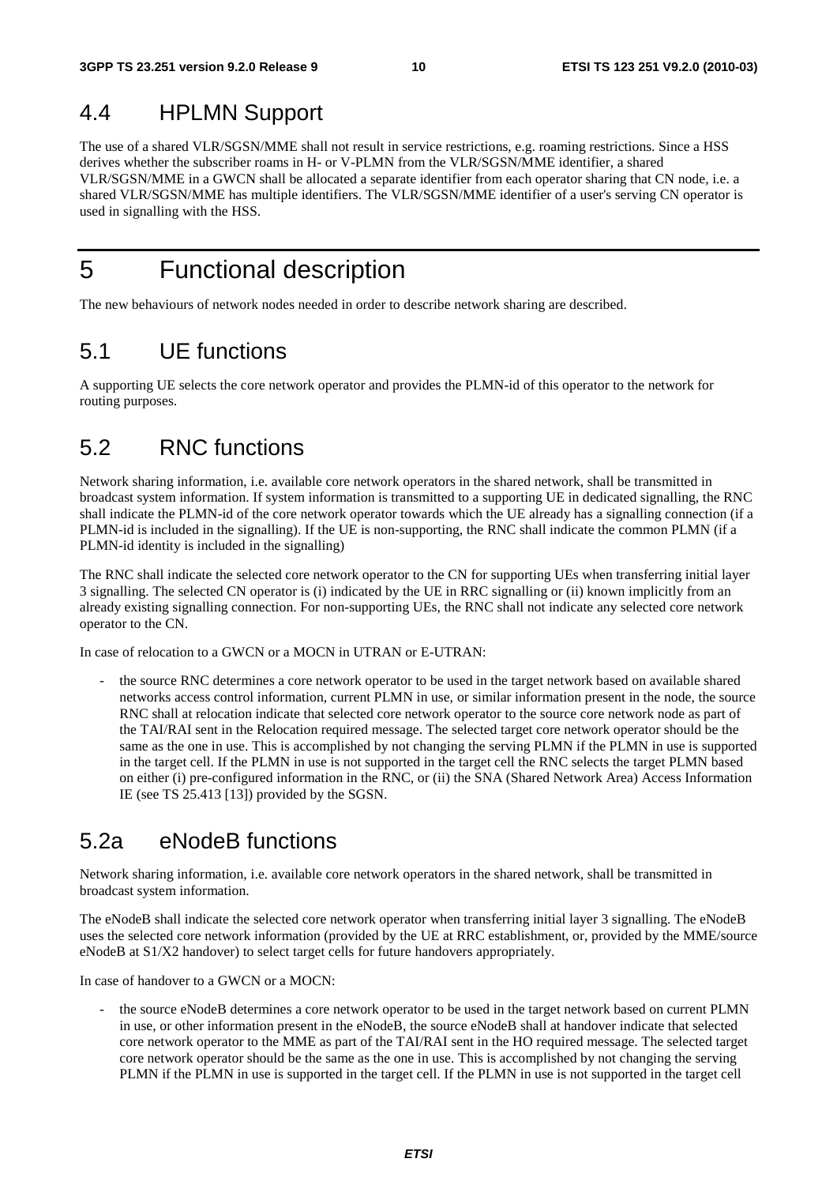## 4.4 HPLMN Support

The use of a shared VLR/SGSN/MME shall not result in service restrictions, e.g. roaming restrictions. Since a HSS derives whether the subscriber roams in H- or V-PLMN from the VLR/SGSN/MME identifier, a shared VLR/SGSN/MME in a GWCN shall be allocated a separate identifier from each operator sharing that CN node, i.e. a shared VLR/SGSN/MME has multiple identifiers. The VLR/SGSN/MME identifier of a user's serving CN operator is used in signalling with the HSS.

# 5 Functional description

The new behaviours of network nodes needed in order to describe network sharing are described.

## 5.1 UE functions

A supporting UE selects the core network operator and provides the PLMN-id of this operator to the network for routing purposes.

## 5.2 RNC functions

Network sharing information, i.e. available core network operators in the shared network, shall be transmitted in broadcast system information. If system information is transmitted to a supporting UE in dedicated signalling, the RNC shall indicate the PLMN-id of the core network operator towards which the UE already has a signalling connection (if a PLMN-id is included in the signalling). If the UE is non-supporting, the RNC shall indicate the common PLMN (if a PLMN-id identity is included in the signalling)

The RNC shall indicate the selected core network operator to the CN for supporting UEs when transferring initial layer 3 signalling. The selected CN operator is (i) indicated by the UE in RRC signalling or (ii) known implicitly from an already existing signalling connection. For non-supporting UEs, the RNC shall not indicate any selected core network operator to the CN.

In case of relocation to a GWCN or a MOCN in UTRAN or E-UTRAN:

- the source RNC determines a core network operator to be used in the target network based on available shared networks access control information, current PLMN in use, or similar information present in the node, the source RNC shall at relocation indicate that selected core network operator to the source core network node as part of the TAI/RAI sent in the Relocation required message. The selected target core network operator should be the same as the one in use. This is accomplished by not changing the serving PLMN if the PLMN in use is supported in the target cell. If the PLMN in use is not supported in the target cell the RNC selects the target PLMN based on either (i) pre-configured information in the RNC, or (ii) the SNA (Shared Network Area) Access Information IE (see TS 25.413 [13]) provided by the SGSN.

## 5.2a eNodeB functions

Network sharing information, i.e. available core network operators in the shared network, shall be transmitted in broadcast system information.

The eNodeB shall indicate the selected core network operator when transferring initial layer 3 signalling. The eNodeB uses the selected core network information (provided by the UE at RRC establishment, or, provided by the MME/source eNodeB at S1/X2 handover) to select target cells for future handovers appropriately.

In case of handover to a GWCN or a MOCN:

- the source eNodeB determines a core network operator to be used in the target network based on current PLMN in use, or other information present in the eNodeB, the source eNodeB shall at handover indicate that selected core network operator to the MME as part of the TAI/RAI sent in the HO required message. The selected target core network operator should be the same as the one in use. This is accomplished by not changing the serving PLMN if the PLMN in use is supported in the target cell. If the PLMN in use is not supported in the target cell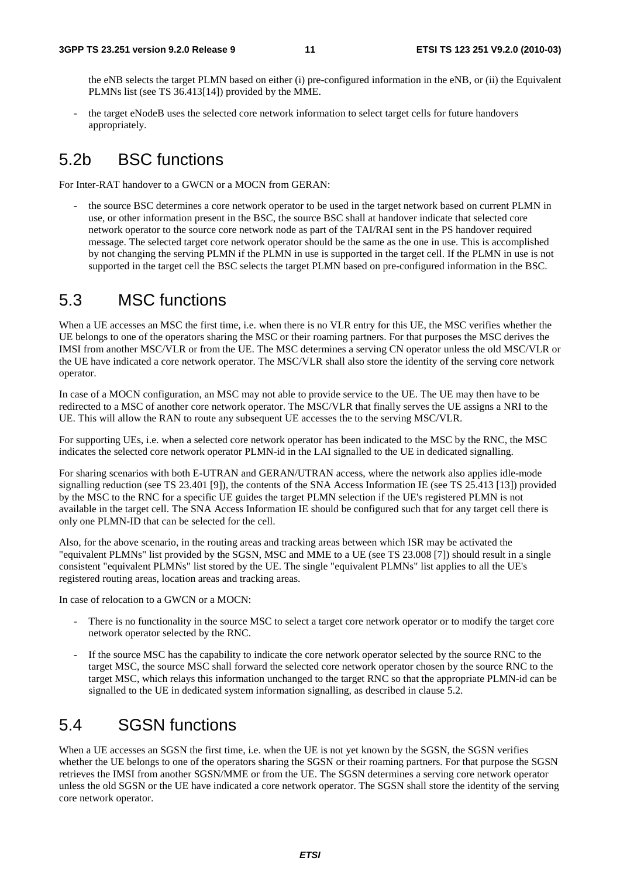the eNB selects the target PLMN based on either (i) pre-configured information in the eNB, or (ii) the Equivalent PLMNs list (see TS 36.413[14]) provided by the MME.

- the target eNodeB uses the selected core network information to select target cells for future handovers appropriately.

# 5.2b BSC functions

For Inter-RAT handover to a GWCN or a MOCN from GERAN:

- the source BSC determines a core network operator to be used in the target network based on current PLMN in use, or other information present in the BSC, the source BSC shall at handover indicate that selected core network operator to the source core network node as part of the TAI/RAI sent in the PS handover required message. The selected target core network operator should be the same as the one in use. This is accomplished by not changing the serving PLMN if the PLMN in use is supported in the target cell. If the PLMN in use is not supported in the target cell the BSC selects the target PLMN based on pre-configured information in the BSC.

# 5.3 MSC functions

When a UE accesses an MSC the first time, i.e. when there is no VLR entry for this UE, the MSC verifies whether the UE belongs to one of the operators sharing the MSC or their roaming partners. For that purposes the MSC derives the IMSI from another MSC/VLR or from the UE. The MSC determines a serving CN operator unless the old MSC/VLR or the UE have indicated a core network operator. The MSC/VLR shall also store the identity of the serving core network operator.

In case of a MOCN configuration, an MSC may not able to provide service to the UE. The UE may then have to be redirected to a MSC of another core network operator. The MSC/VLR that finally serves the UE assigns a NRI to the UE. This will allow the RAN to route any subsequent UE accesses the to the serving MSC/VLR.

For supporting UEs, i.e. when a selected core network operator has been indicated to the MSC by the RNC, the MSC indicates the selected core network operator PLMN-id in the LAI signalled to the UE in dedicated signalling.

For sharing scenarios with both E-UTRAN and GERAN/UTRAN access, where the network also applies idle-mode signalling reduction (see TS 23.401 [9]), the contents of the SNA Access Information IE (see TS 25.413 [13]) provided by the MSC to the RNC for a specific UE guides the target PLMN selection if the UE's registered PLMN is not available in the target cell. The SNA Access Information IE should be configured such that for any target cell there is only one PLMN-ID that can be selected for the cell.

Also, for the above scenario, in the routing areas and tracking areas between which ISR may be activated the "equivalent PLMNs" list provided by the SGSN, MSC and MME to a UE (see TS 23.008 [7]) should result in a single consistent "equivalent PLMNs" list stored by the UE. The single "equivalent PLMNs" list applies to all the UE's registered routing areas, location areas and tracking areas.

In case of relocation to a GWCN or a MOCN:

- There is no functionality in the source MSC to select a target core network operator or to modify the target core network operator selected by the RNC.
- If the source MSC has the capability to indicate the core network operator selected by the source RNC to the target MSC, the source MSC shall forward the selected core network operator chosen by the source RNC to the target MSC, which relays this information unchanged to the target RNC so that the appropriate PLMN-id can be signalled to the UE in dedicated system information signalling, as described in clause 5.2.

# 5.4 SGSN functions

When a UE accesses an SGSN the first time, i.e. when the UE is not yet known by the SGSN, the SGSN verifies whether the UE belongs to one of the operators sharing the SGSN or their roaming partners. For that purpose the SGSN retrieves the IMSI from another SGSN/MME or from the UE. The SGSN determines a serving core network operator unless the old SGSN or the UE have indicated a core network operator. The SGSN shall store the identity of the serving core network operator.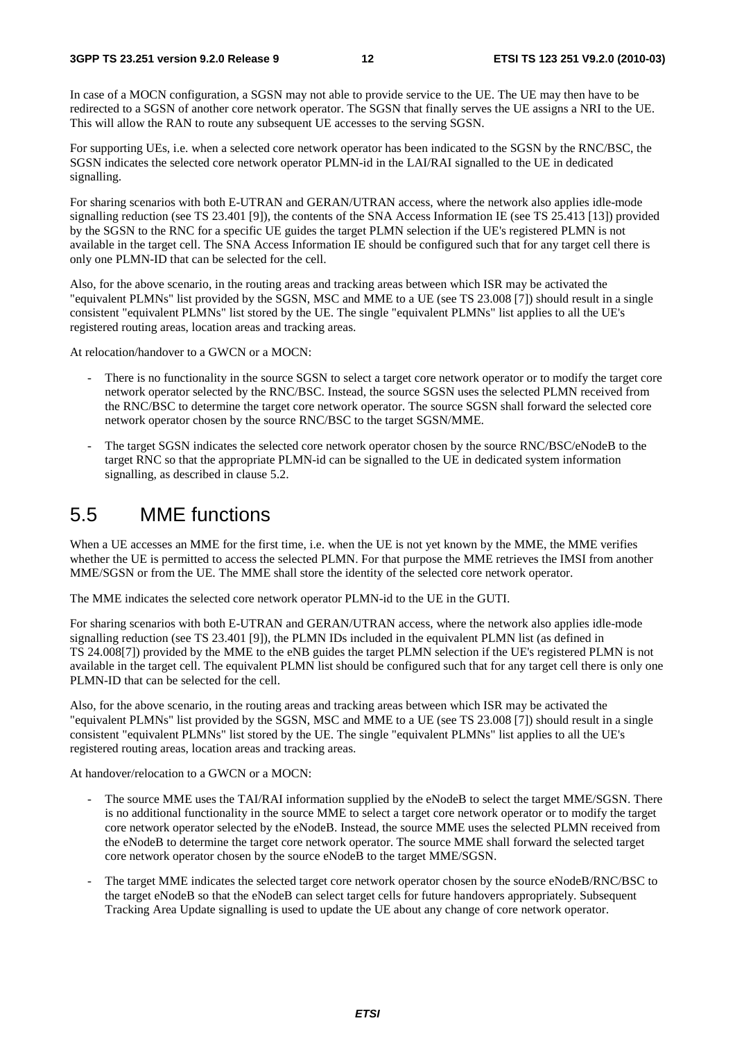In case of a MOCN configuration, a SGSN may not able to provide service to the UE. The UE may then have to be redirected to a SGSN of another core network operator. The SGSN that finally serves the UE assigns a NRI to the UE. This will allow the RAN to route any subsequent UE accesses to the serving SGSN.

For supporting UEs, i.e. when a selected core network operator has been indicated to the SGSN by the RNC/BSC, the SGSN indicates the selected core network operator PLMN-id in the LAI/RAI signalled to the UE in dedicated signalling.

For sharing scenarios with both E-UTRAN and GERAN/UTRAN access, where the network also applies idle-mode signalling reduction (see TS 23.401 [9]), the contents of the SNA Access Information IE (see TS 25.413 [13]) provided by the SGSN to the RNC for a specific UE guides the target PLMN selection if the UE's registered PLMN is not available in the target cell. The SNA Access Information IE should be configured such that for any target cell there is only one PLMN-ID that can be selected for the cell.

Also, for the above scenario, in the routing areas and tracking areas between which ISR may be activated the "equivalent PLMNs" list provided by the SGSN, MSC and MME to a UE (see TS 23.008 [7]) should result in a single consistent "equivalent PLMNs" list stored by the UE. The single "equivalent PLMNs" list applies to all the UE's registered routing areas, location areas and tracking areas.

At relocation/handover to a GWCN or a MOCN:

- There is no functionality in the source SGSN to select a target core network operator or to modify the target core network operator selected by the RNC/BSC. Instead, the source SGSN uses the selected PLMN received from the RNC/BSC to determine the target core network operator. The source SGSN shall forward the selected core network operator chosen by the source RNC/BSC to the target SGSN/MME.
- The target SGSN indicates the selected core network operator chosen by the source RNC/BSC/eNodeB to the target RNC so that the appropriate PLMN-id can be signalled to the UE in dedicated system information signalling, as described in clause 5.2.

## 5.5 MME functions

When a UE accesses an MME for the first time, i.e. when the UE is not yet known by the MME, the MME verifies whether the UE is permitted to access the selected PLMN. For that purpose the MME retrieves the IMSI from another MME/SGSN or from the UE. The MME shall store the identity of the selected core network operator.

The MME indicates the selected core network operator PLMN-id to the UE in the GUTI.

For sharing scenarios with both E-UTRAN and GERAN/UTRAN access, where the network also applies idle-mode signalling reduction (see TS 23.401 [9]), the PLMN IDs included in the equivalent PLMN list (as defined in TS 24.008[7]) provided by the MME to the eNB guides the target PLMN selection if the UE's registered PLMN is not available in the target cell. The equivalent PLMN list should be configured such that for any target cell there is only one PLMN-ID that can be selected for the cell.

Also, for the above scenario, in the routing areas and tracking areas between which ISR may be activated the "equivalent PLMNs" list provided by the SGSN, MSC and MME to a UE (see TS 23.008 [7]) should result in a single consistent "equivalent PLMNs" list stored by the UE. The single "equivalent PLMNs" list applies to all the UE's registered routing areas, location areas and tracking areas.

At handover/relocation to a GWCN or a MOCN:

- The source MME uses the TAI/RAI information supplied by the eNodeB to select the target MME/SGSN. There is no additional functionality in the source MME to select a target core network operator or to modify the target core network operator selected by the eNodeB. Instead, the source MME uses the selected PLMN received from the eNodeB to determine the target core network operator. The source MME shall forward the selected target core network operator chosen by the source eNodeB to the target MME/SGSN.
- The target MME indicates the selected target core network operator chosen by the source eNodeB/RNC/BSC to the target eNodeB so that the eNodeB can select target cells for future handovers appropriately. Subsequent Tracking Area Update signalling is used to update the UE about any change of core network operator.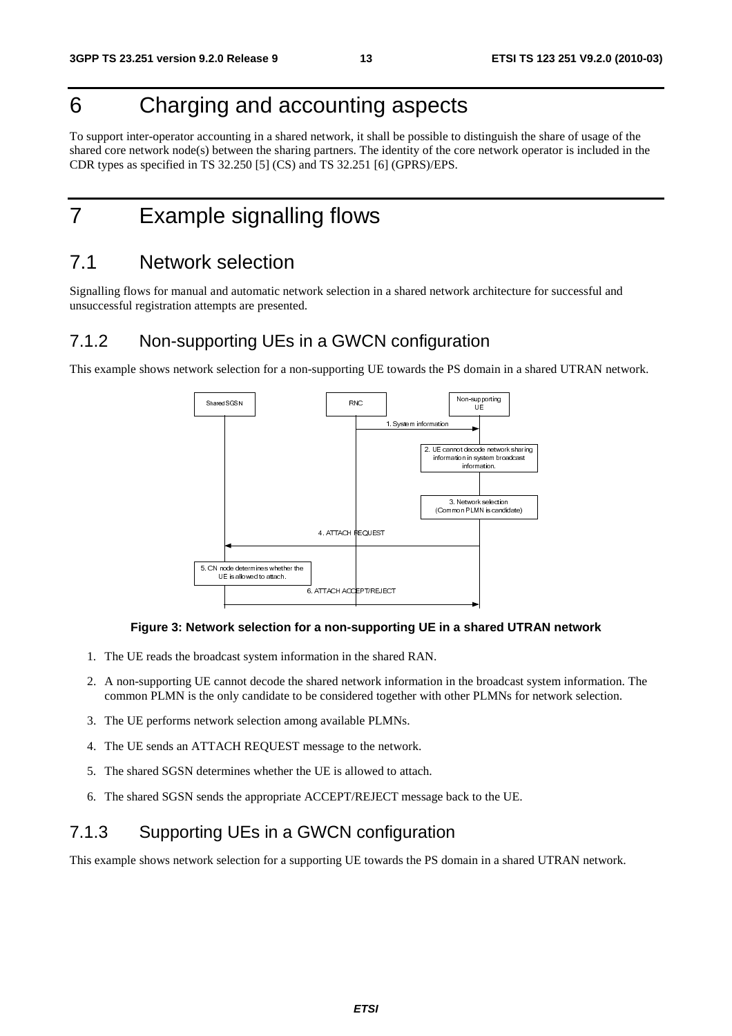# 6 Charging and accounting aspects

To support inter-operator accounting in a shared network, it shall be possible to distinguish the share of usage of the shared core network node(s) between the sharing partners. The identity of the core network operator is included in the CDR types as specified in TS 32.250 [5] (CS) and TS 32.251 [6] (GPRS)/EPS.

# 7 Example signalling flows

## 7.1 Network selection

Signalling flows for manual and automatic network selection in a shared network architecture for successful and unsuccessful registration attempts are presented.

### 7.1.2 Non-supporting UEs in a GWCN configuration

This example shows network selection for a non-supporting UE towards the PS domain in a shared UTRAN network.

**Figure 3: Network selection for a non-supporting UE in a shared UTRAN network**

1. The UE reads the broadcast system information in the shared RAN.
2. A non-supporting UE cannot decode the shared network information in the broadcast system information. The common PLMN is the only candidate to be considered together with other PLMNs for network selection.
3. The UE performs network selection among available PLMNs.
4. The UE sends an ATTACH REQUEST message to the network.
5. The shared SGSN determines whether the UE is allowed to attach.
6. The shared SGSN sends the appropriate ACCEPT/REJECT message back to the UE.

### 7.1.3 Supporting UEs in a GWCN configuration

This example shows network selection for a supporting UE towards the PS domain in a shared UTRAN network.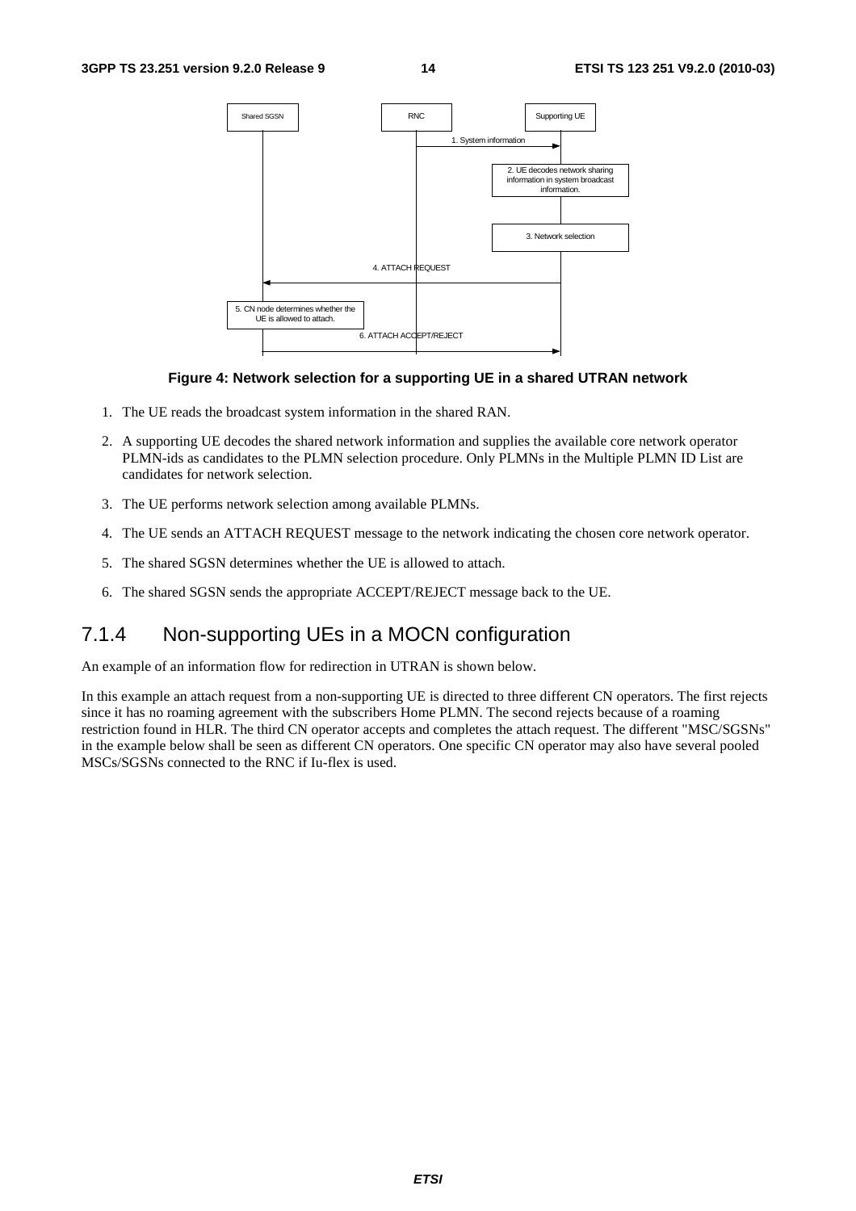**Figure 4: Network selection for a supporting UE in a shared UTRAN network**

1. The UE reads the broadcast system information in the shared RAN.
2. A supporting UE decodes the shared network information and supplies the available core network operator PLMN-ids as candidates to the PLMN selection procedure. Only PLMNs in the Multiple PLMN ID List are candidates for network selection.
3. The UE performs network selection among available PLMNs.
4. The UE sends an ATTACH REQUEST message to the network indicating the chosen core network operator.
5. The shared SGSN determines whether the UE is allowed to attach.
6. The shared SGSN sends the appropriate ACCEPT/REJECT message back to the UE.

### 7.1.4 Non-supporting UEs in a MOCN configuration

An example of an information flow for redirection in UTRAN is shown below.

In this example an attach request from a non-supporting UE is directed to three different CN operators. The first rejects since it has no roaming agreement with the subscribers Home PLMN. The second rejects because of a roaming restriction found in HLR. The third CN operator accepts and completes the attach request. The different "MSC/SGSNs" in the example below shall be seen as different CN operators. One specific CN operator may also have several pooled MSCs/SGSNs connected to the RNC if Iu-flex is used.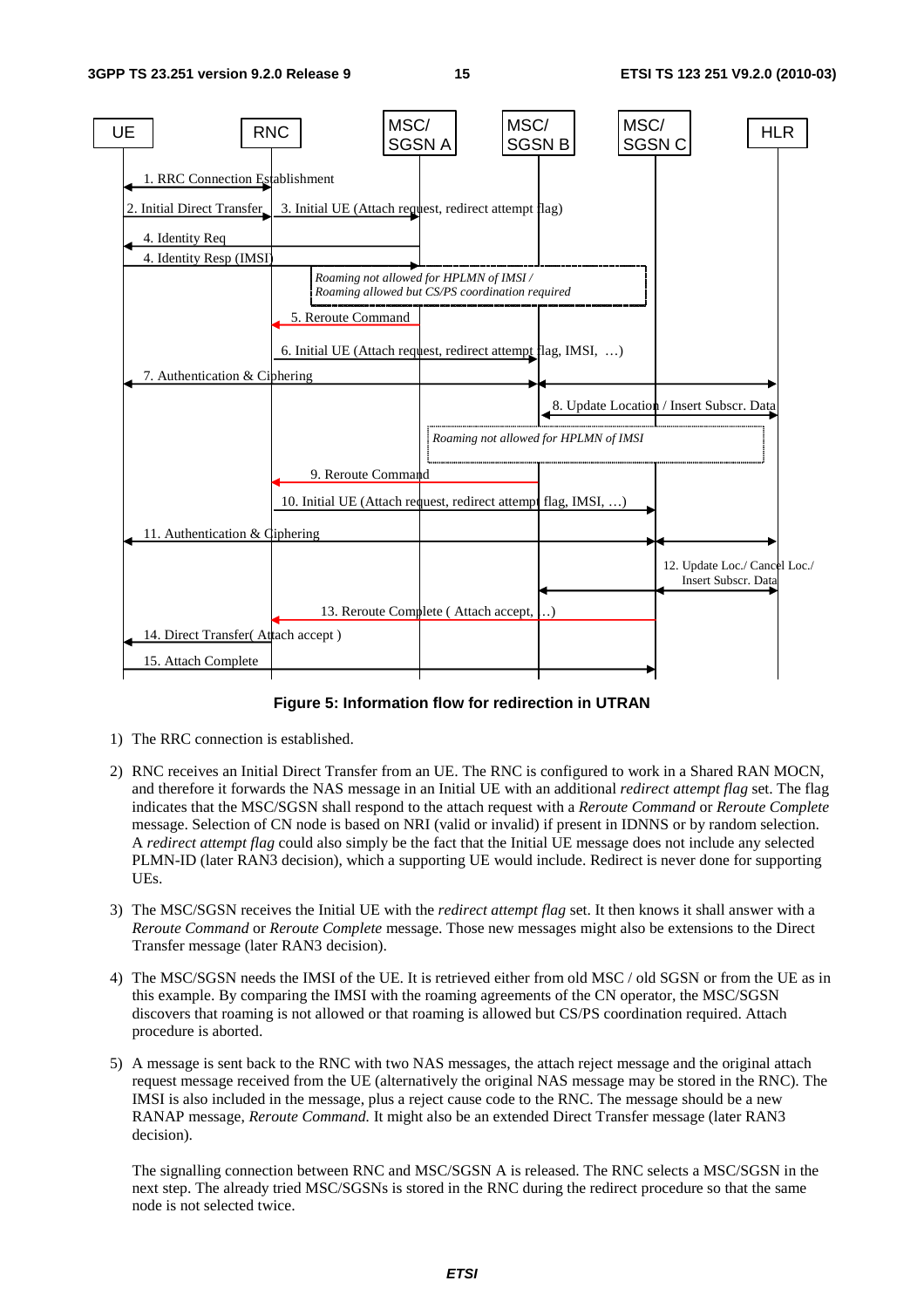**Figure 5: Information flow for redirection in UTRAN**

1) The RRC connection is established.

2) RNC receives an Initial Direct Transfer from an UE. The RNC is configured to work in a Shared RAN MOCN, and therefore it forwards the NAS message in an Initial UE with an additional *redirect attempt flag* set. The flag indicates that the MSC/SGSN shall respond to the attach request with a *Reroute Command* or *Reroute Complete* message. Selection of CN node is based on NRI (valid or invalid) if present in IDNNS or by random selection. A *redirect attempt flag* could also simply be the fact that the Initial UE message does not include any selected PLMN-ID (later RAN3 decision), which a supporting UE would include. Redirect is never done for supporting UEs.

3) The MSC/SGSN receives the Initial UE with the *redirect attempt flag* set. It then knows it shall answer with a *Reroute Command* or *Reroute Complete* message. Those new messages might also be extensions to the Direct Transfer message (later RAN3 decision).

4) The MSC/SGSN needs the IMSI of the UE. It is retrieved either from old MSC / old SGSN or from the UE as in this example. By comparing the IMSI with the roaming agreements of the CN operator, the MSC/SGSN discovers that roaming is not allowed or that roaming is allowed but CS/PS coordination required. Attach procedure is aborted.

5) A message is sent back to the RNC with two NAS messages, the attach reject message and the original attach request message received from the UE (alternatively the original NAS message may be stored in the RNC). The IMSI is also included in the message, plus a reject cause code to the RNC. The message should be a new RANAP message, *Reroute Command.* It might also be an extended Direct Transfer message (later RAN3 decision).

   The signalling connection between RNC and MSC/SGSN A is released. The RNC selects a MSC/SGSN in the next step. The already tried MSC/SGSNs is stored in the RNC during the redirect procedure so that the same node is not selected twice.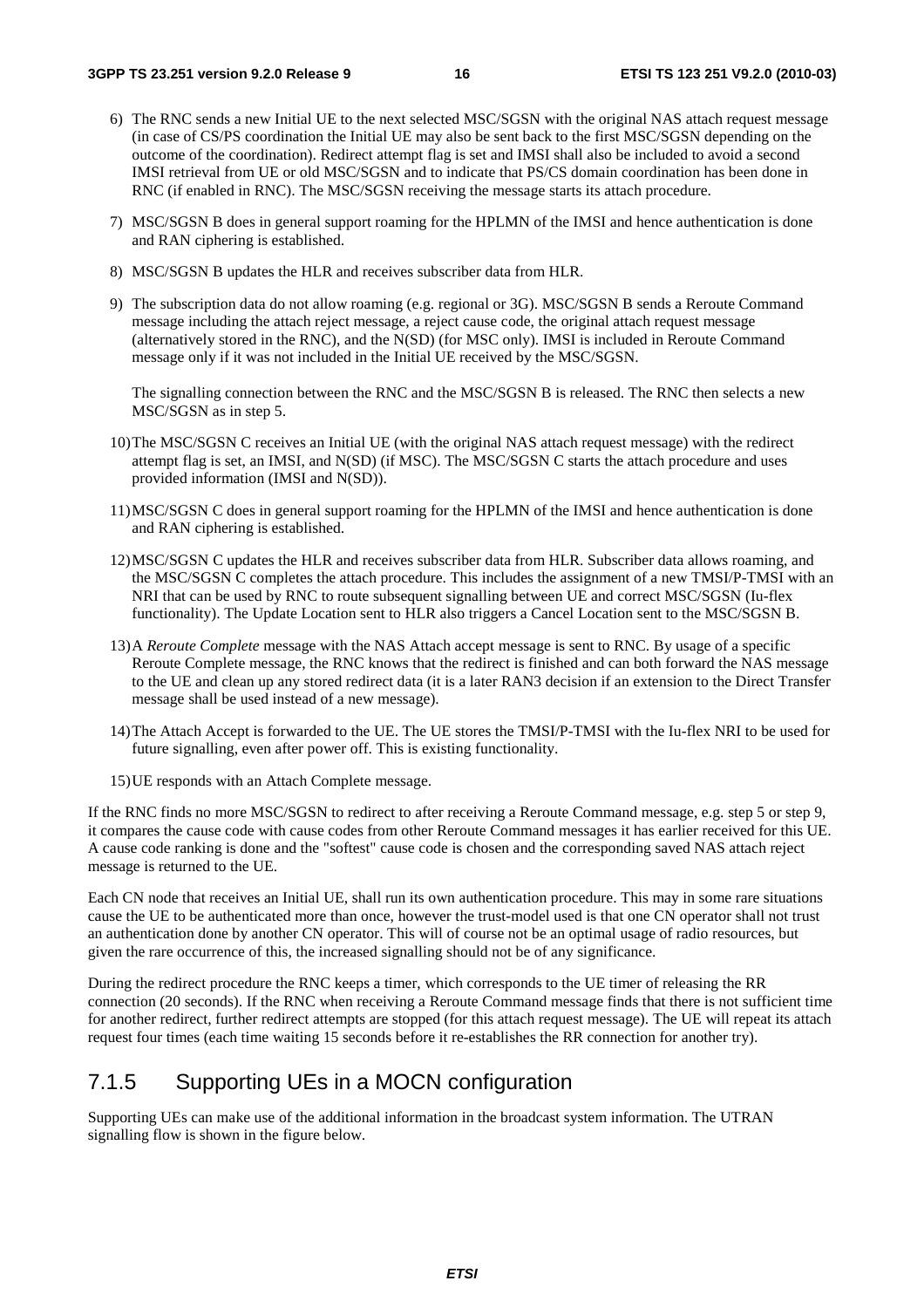6) The RNC sends a new Initial UE to the next selected MSC/SGSN with the original NAS attach request message (in case of CS/PS coordination the Initial UE may also be sent back to the first MSC/SGSN depending on the outcome of the coordination). Redirect attempt flag is set and IMSI shall also be included to avoid a second IMSI retrieval from UE or old MSC/SGSN and to indicate that PS/CS domain coordination has been done in RNC (if enabled in RNC). The MSC/SGSN receiving the message starts its attach procedure.

7) MSC/SGSN B does in general support roaming for the HPLMN of the IMSI and hence authentication is done and RAN ciphering is established.

8) MSC/SGSN B updates the HLR and receives subscriber data from HLR.

9) The subscription data do not allow roaming (e.g. regional or 3G). MSC/SGSN B sends a Reroute Command message including the attach reject message, a reject cause code, the original attach request message (alternatively stored in the RNC), and the N(SD) (for MSC only). IMSI is included in Reroute Command message only if it was not included in the Initial UE received by the MSC/SGSN.

   The signalling connection between the RNC and the MSC/SGSN B is released. The RNC then selects a new MSC/SGSN as in step 5.

10) The MSC/SGSN C receives an Initial UE (with the original NAS attach request message) with the redirect attempt flag is set, an IMSI, and N(SD) (if MSC). The MSC/SGSN C starts the attach procedure and uses provided information (IMSI and N(SD)).

11) MSC/SGSN C does in general support roaming for the HPLMN of the IMSI and hence authentication is done and RAN ciphering is established.

12) MSC/SGSN C updates the HLR and receives subscriber data from HLR. Subscriber data allows roaming, and the MSC/SGSN C completes the attach procedure. This includes the assignment of a new TMSI/P-TMSI with an NRI that can be used by RNC to route subsequent signalling between UE and correct MSC/SGSN (Iu-flex functionality). The Update Location sent to HLR also triggers a Cancel Location sent to the MSC/SGSN B.

13) A *Reroute Complete* message with the NAS Attach accept message is sent to RNC. By usage of a specific Reroute Complete message, the RNC knows that the redirect is finished and can both forward the NAS message to the UE and clean up any stored redirect data (it is a later RAN3 decision if an extension to the Direct Transfer message shall be used instead of a new message).

14) The Attach Accept is forwarded to the UE. The UE stores the TMSI/P-TMSI with the Iu-flex NRI to be used for future signalling, even after power off. This is existing functionality.

15) UE responds with an Attach Complete message.

If the RNC finds no more MSC/SGSN to redirect to after receiving a Reroute Command message, e.g. step 5 or step 9, it compares the cause code with cause codes from other Reroute Command messages it has earlier received for this UE. A cause code ranking is done and the "softest" cause code is chosen and the corresponding saved NAS attach reject message is returned to the UE.

Each CN node that receives an Initial UE, shall run its own authentication procedure. This may in some rare situations cause the UE to be authenticated more than once, however the trust-model used is that one CN operator shall not trust an authentication done by another CN operator. This will of course not be an optimal usage of radio resources, but given the rare occurrence of this, the increased signalling should not be of any significance.

During the redirect procedure the RNC keeps a timer, which corresponds to the UE timer of releasing the RR connection (20 seconds). If the RNC when receiving a Reroute Command message finds that there is not sufficient time for another redirect, further redirect attempts are stopped (for this attach request message). The UE will repeat its attach request four times (each time waiting 15 seconds before it re-establishes the RR connection for another try).

### 7.1.5 Supporting UEs in a MOCN configuration

Supporting UEs can make use of the additional information in the broadcast system information. The UTRAN signalling flow is shown in the figure below.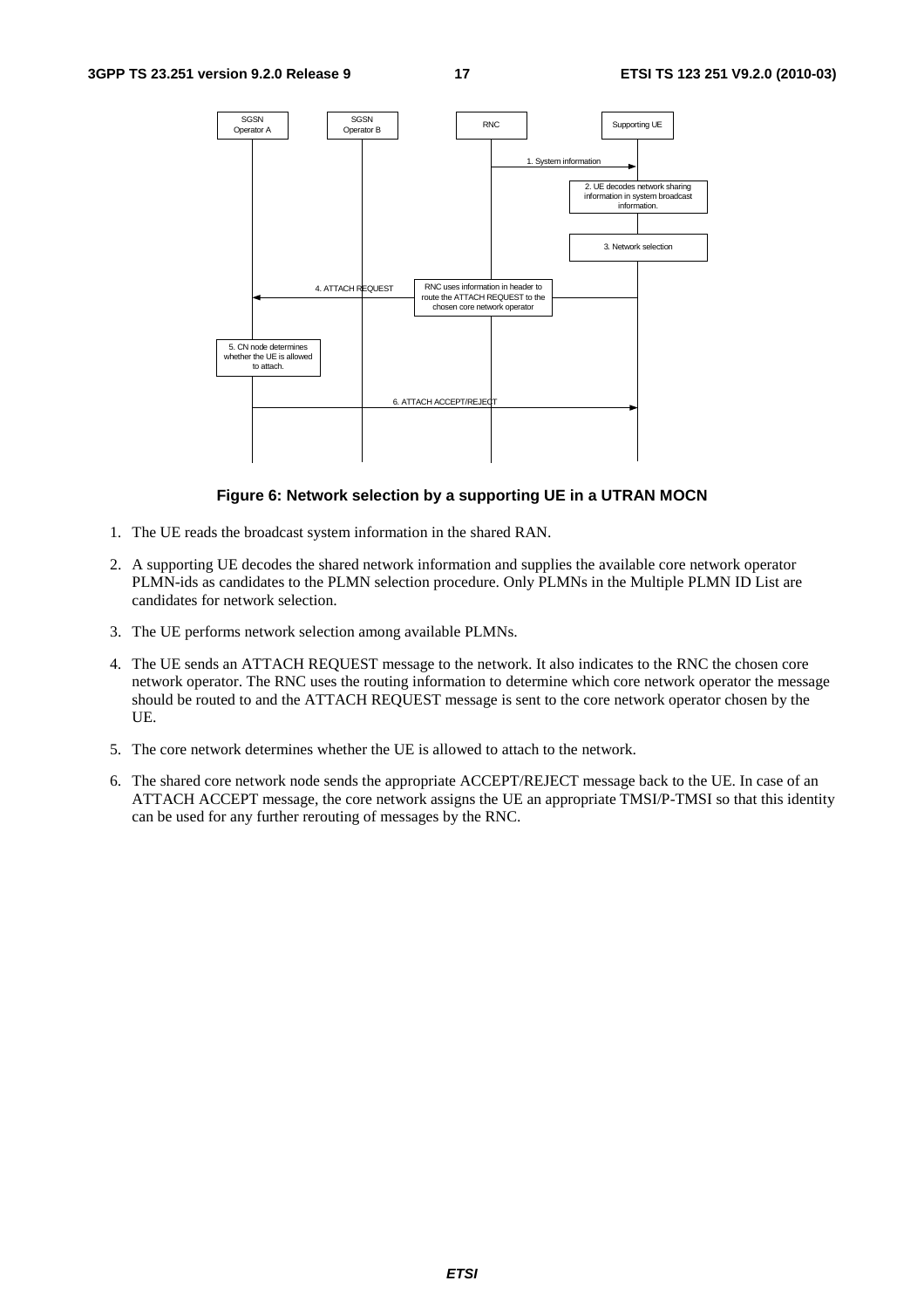**Figure 6: Network selection by a supporting UE in a UTRAN MOCN**

1. The UE reads the broadcast system information in the shared RAN.

2. A supporting UE decodes the shared network information and supplies the available core network operator PLMN-ids as candidates to the PLMN selection procedure. Only PLMNs in the Multiple PLMN ID List are candidates for network selection.

3. The UE performs network selection among available PLMNs.

4. The UE sends an ATTACH REQUEST message to the network. It also indicates to the RNC the chosen core network operator. The RNC uses the routing information to determine which core network operator the message should be routed to and the ATTACH REQUEST message is sent to the core network operator chosen by the UE.

5. The core network determines whether the UE is allowed to attach to the network.

6. The shared core network node sends the appropriate ACCEPT/REJECT message back to the UE. In case of an ATTACH ACCEPT message, the core network assigns the UE an appropriate TMSI/P-TMSI so that this identity can be used for any further rerouting of messages by the RNC.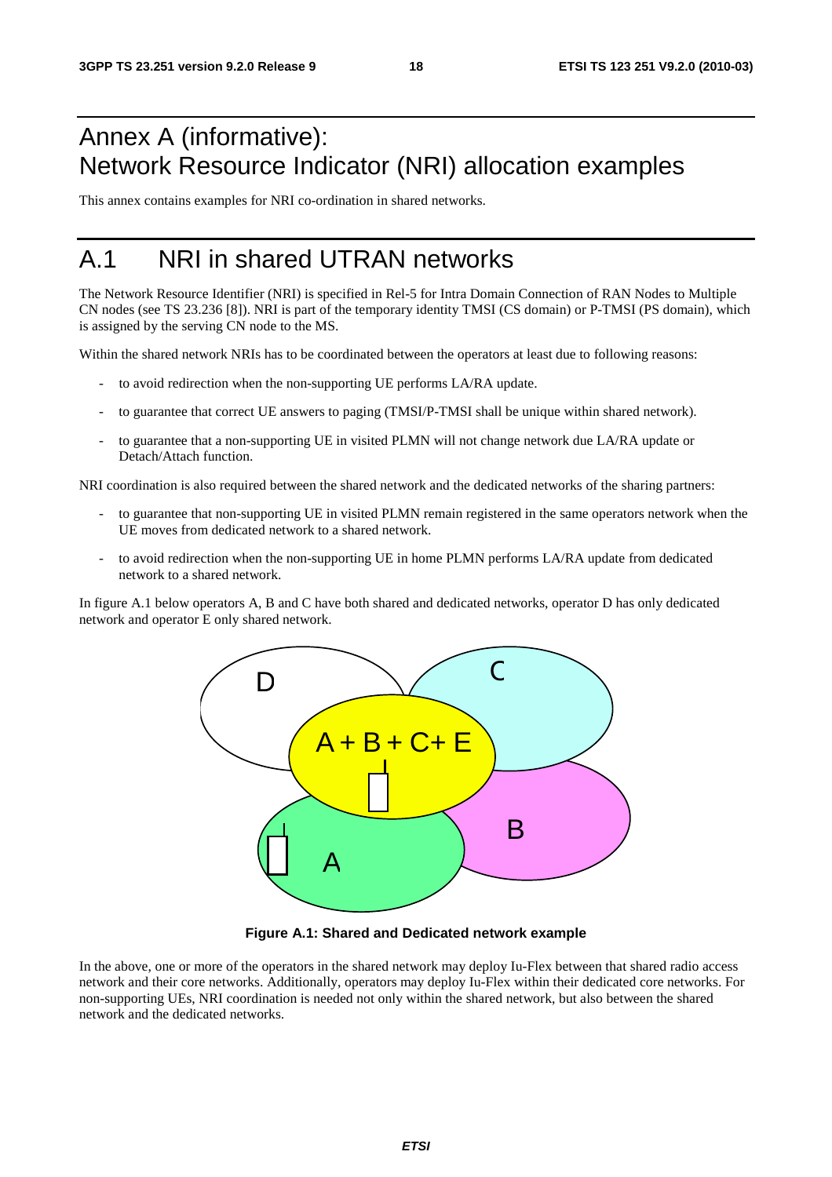# Annex A (informative): Network Resource Indicator (NRI) allocation examples

This annex contains examples for NRI co-ordination in shared networks.

# A.1 NRI in shared UTRAN networks

The Network Resource Identifier (NRI) is specified in Rel-5 for Intra Domain Connection of RAN Nodes to Multiple CN nodes (see TS 23.236 [8]). NRI is part of the temporary identity TMSI (CS domain) or P-TMSI (PS domain), which is assigned by the serving CN node to the MS.

Within the shared network NRIs has to be coordinated between the operators at least due to following reasons:

- to avoid redirection when the non-supporting UE performs LA/RA update.
- to guarantee that correct UE answers to paging (TMSI/P-TMSI shall be unique within shared network).
- to guarantee that a non-supporting UE in visited PLMN will not change network due LA/RA update or Detach/Attach function.

NRI coordination is also required between the shared network and the dedicated networks of the sharing partners:

- to guarantee that non-supporting UE in visited PLMN remain registered in the same operators network when the UE moves from dedicated network to a shared network.
- to avoid redirection when the non-supporting UE in home PLMN performs LA/RA update from dedicated network to a shared network.

In figure A.1 below operators A, B and C have both shared and dedicated networks, operator D has only dedicated network and operator E only shared network.

**Figure A.1: Shared and Dedicated network example**

In the above, one or more of the operators in the shared network may deploy Iu-Flex between that shared radio access network and their core networks. Additionally, operators may deploy Iu-Flex within their dedicated core networks. For non-supporting UEs, NRI coordination is needed not only within the shared network, but also between the shared network and the dedicated networks.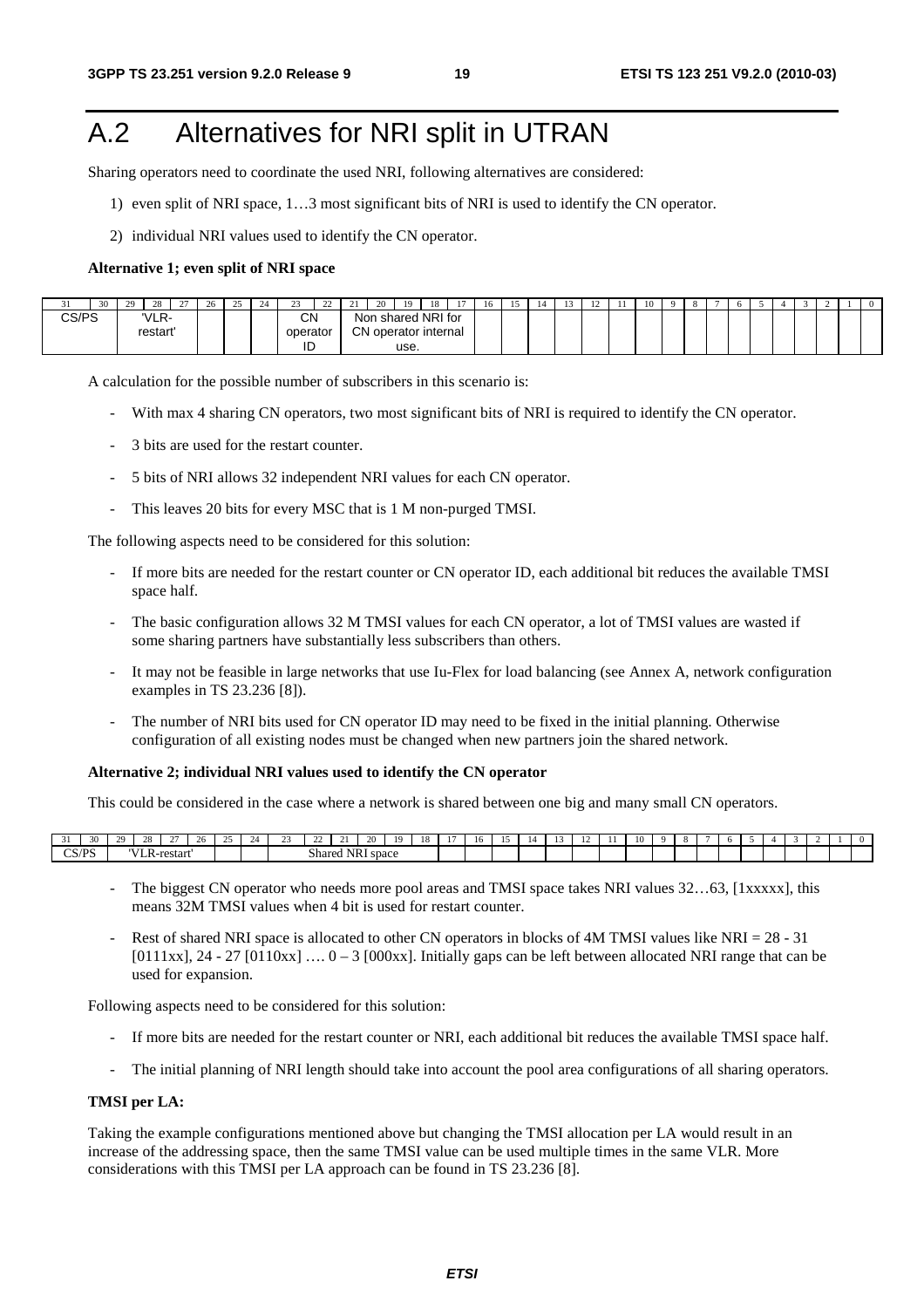# A.2 Alternatives for NRI split in UTRAN

Sharing operators need to coordinate the used NRI, following alternatives are considered:

1) even split of NRI space, 1…3 most significant bits of NRI is used to identify the CN operator.

2) individual NRI values used to identify the CN operator.

**Alternative 1; even split of NRI space**

| 31 | 30 | 29 | 28 | 27 | 26 | 25 | 24 | 23 | 22 | 21 | 20 | 19 | 18 | 17 | 16 | 15 | 14 | 13 | 12 | 11 | 10 | 9 | 8 | 7 | 6 | 5 | 4 | 3 | 2 | 1 | 0 |
|---|---|---|---|---|---|---|---|---|---|---|---|---|---|---|---|---|---|---|---|---|---|---|---|---|---|---|---|---|---|---|---|
| CS/PS | | 'VLR-restart' | | | | | | CN operator ID | | Non shared NRI for CN operator internal use. | | | | | | | | | | | | | | | | | | | | | |

A calculation for the possible number of subscribers in this scenario is:

- With max 4 sharing CN operators, two most significant bits of NRI is required to identify the CN operator.
- 3 bits are used for the restart counter.
- 5 bits of NRI allows 32 independent NRI values for each CN operator.
- This leaves 20 bits for every MSC that is 1 M non-purged TMSI.

The following aspects need to be considered for this solution:

- If more bits are needed for the restart counter or CN operator ID, each additional bit reduces the available TMSI space half.
- The basic configuration allows 32 M TMSI values for each CN operator, a lot of TMSI values are wasted if some sharing partners have substantially less subscribers than others.
- It may not be feasible in large networks that use Iu-Flex for load balancing (see Annex A, network configuration examples in TS 23.236 [8]).
- The number of NRI bits used for CN operator ID may need to be fixed in the initial planning. Otherwise configuration of all existing nodes must be changed when new partners join the shared network.

**Alternative 2; individual NRI values used to identify the CN operator**

This could be considered in the case where a network is shared between one big and many small CN operators.

| 31 | 30 | 29 | 28 | 27 | 26 | 25 | 24 | 23 | 22 | 21 | 20 | 19 | 18 | 17 | 16 | 15 | 14 | 13 | 12 | 11 | 10 | 9 | 8 | 7 | 6 | 5 | 4 | 3 | 2 | 1 | 0 |
|---|---|---|---|---|---|---|---|---|---|---|---|---|---|---|---|---|---|---|---|---|---|---|---|---|---|---|---|---|---|---|---|
| CS/PS | | 'VLR-restart' | | | | | | Shared NRI space | | | | | | | | | | | | | | | | | | | | | | | |

- The biggest CN operator who needs more pool areas and TMSI space takes NRI values 32…63, [1xxxxx], this means 32M TMSI values when 4 bit is used for restart counter.
- Rest of shared NRI space is allocated to other CN operators in blocks of 4M TMSI values like NRI = 28 - 31 [0111xx], 24 - 27 [0110xx] …. 0 – 3 [000xx]. Initially gaps can be left between allocated NRI range that can be used for expansion.

Following aspects need to be considered for this solution:

- If more bits are needed for the restart counter or NRI, each additional bit reduces the available TMSI space half.
- The initial planning of NRI length should take into account the pool area configurations of all sharing operators.

**TMSI per LA:**

Taking the example configurations mentioned above but changing the TMSI allocation per LA would result in an increase of the addressing space, then the same TMSI value can be used multiple times in the same VLR. More considerations with this TMSI per LA approach can be found in TS 23.236 [8].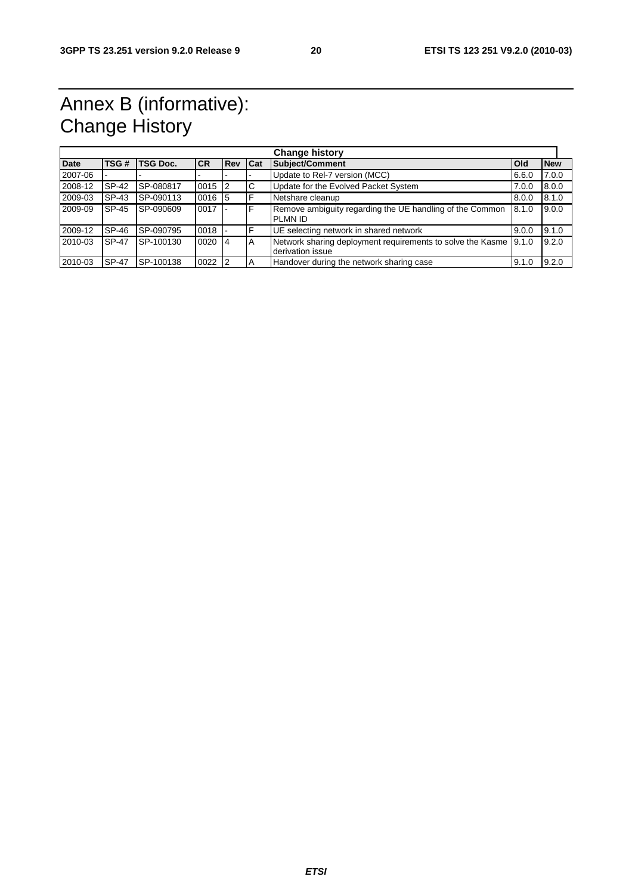# Annex B (informative): Change History

| Change history | | | | | | | | |
|---|---|---|---|---|---|---|---|---|
| **Date** | **TSG #** | **TSG Doc.** | **CR** | **Rev** | **Cat** | **Subject/Comment** | **Old** | **New** |
| 2007-06 | - | - | - | - | - | Update to Rel-7 version (MCC) | 6.6.0 | 7.0.0 |
| 2008-12 | SP-42 | SP-080817 | 0015 | 2 | C | Update for the Evolved Packet System | 7.0.0 | 8.0.0 |
| 2009-03 | SP-43 | SP-090113 | 0016 | 5 | F | Netshare cleanup | 8.0.0 | 8.1.0 |
| 2009-09 | SP-45 | SP-090609 | 0017 | - | F | Remove ambiguity regarding the UE handling of the Common PLMN ID | 8.1.0 | 9.0.0 |
| 2009-12 | SP-46 | SP-090795 | 0018 | - | F | UE selecting network in shared network | 9.0.0 | 9.1.0 |
| 2010-03 | SP-47 | SP-100130 | 0020 | 4 | A | Network sharing deployment requirements to solve the Kasme derivation issue | 9.1.0 | 9.2.0 |
| 2010-03 | SP-47 | SP-100138 | 0022 | 2 | A | Handover during the network sharing case | 9.1.0 | 9.2.0 |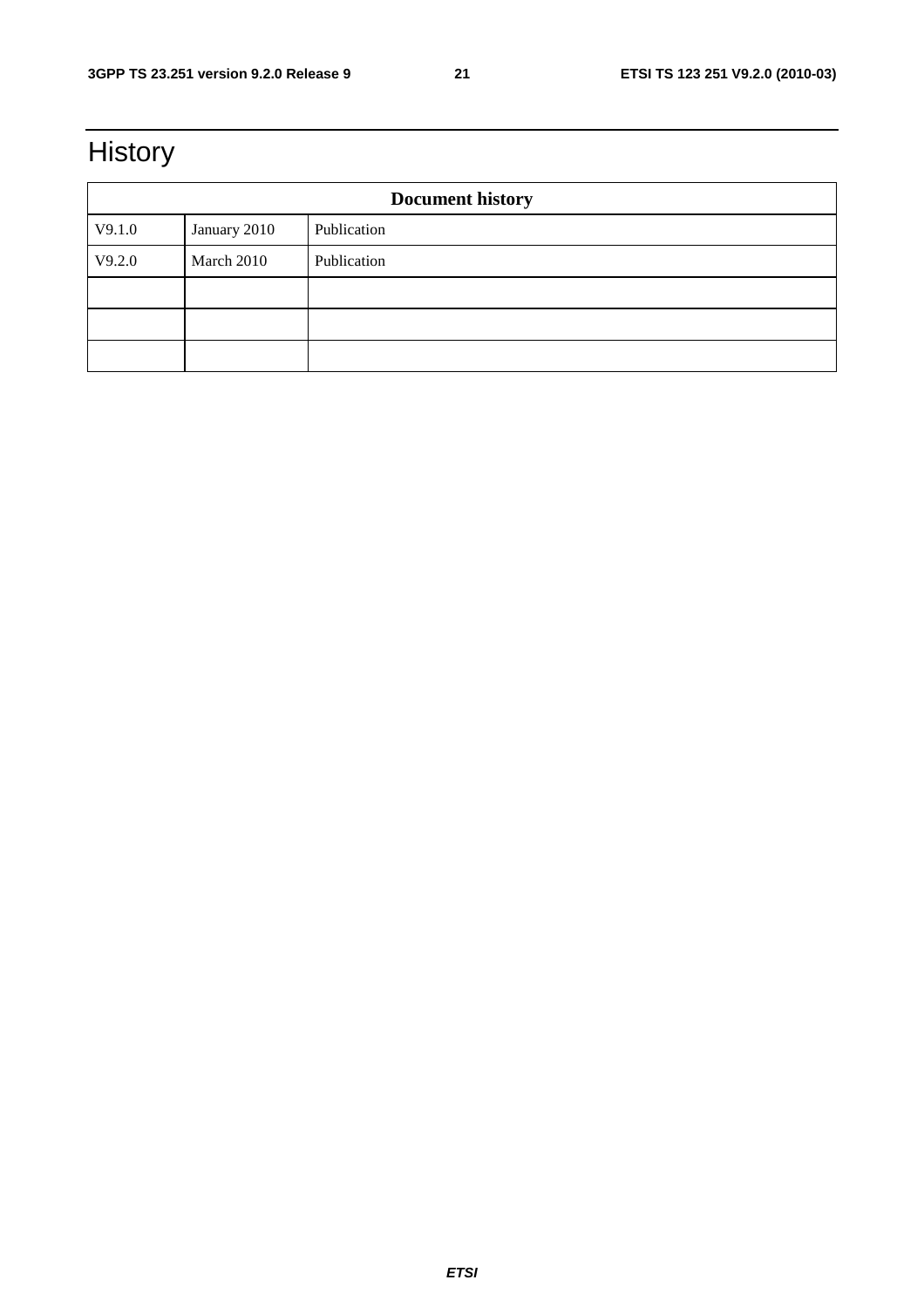# History

| Document history | | |
|---|---|---|
| V9.1.0 | January 2010 | Publication |
| V9.2.0 | March 2010 | Publication |
| | | |
| | | |
| | | |